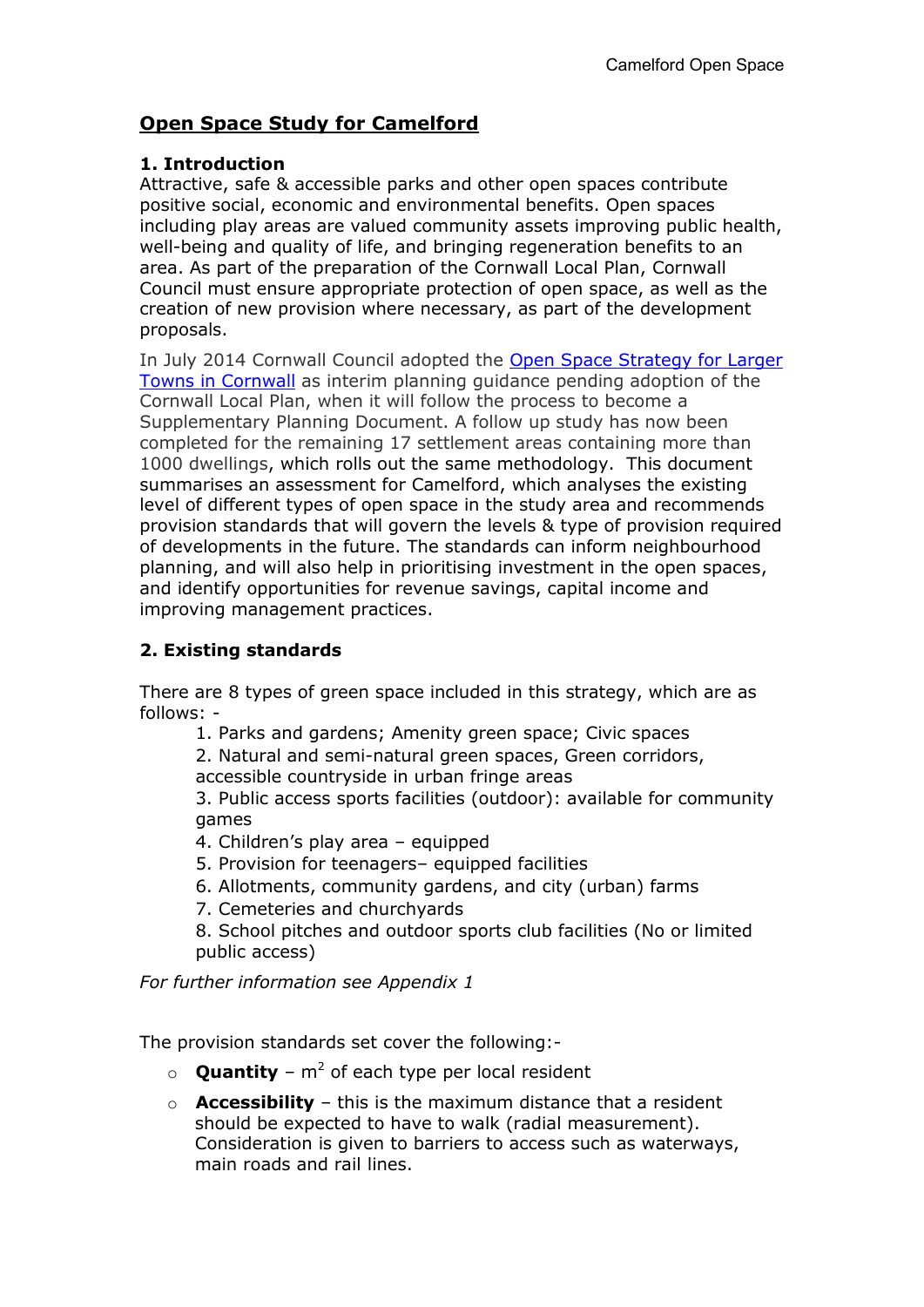# Open Space Study for Camelford

## 1. Introduction

Attractive, safe & accessible parks and other open spaces contribute positive social, economic and environmental benefits. Open spaces including play areas are valued community assets improving public health, well-being and quality of life, and bringing regeneration benefits to an area. As part of the preparation of the Cornwall Local Plan, Cornwall Council must ensure appropriate protection of open space, as well as the creation of new provision where necessary, as part of the development proposals.

In July 2014 Cornwall Council adopted the [Open Space Strategy for Larger Towns in Cornwall]() as interim planning guidance pending adoption of the Cornwall Local Plan, when it will follow the process to become a Supplementary Planning Document. A follow up study has now been completed for the remaining 17 settlement areas containing more than 1000 dwellings, which rolls out the same methodology. This document summarises an assessment for Camelford, which analyses the existing level of different types of open space in the study area and recommends provision standards that will govern the levels & type of provision required of developments in the future. The standards can inform neighbourhood planning, and will also help in prioritising investment in the open spaces, and identify opportunities for revenue savings, capital income and improving management practices.

## 2. Existing standards

There are 8 types of green space included in this strategy, which are as follows: -

1. Parks and gardens; Amenity green space; Civic spaces
2. Natural and semi-natural green spaces, Green corridors, accessible countryside in urban fringe areas
3. Public access sports facilities (outdoor): available for community games
4. Children's play area – equipped
5. Provision for teenagers– equipped facilities
6. Allotments, community gardens, and city (urban) farms
7. Cemeteries and churchyards
8. School pitches and outdoor sports club facilities (No or limited public access)

*For further information see Appendix 1*

The provision standards set cover the following:-

- **Quantity** – $m^2$ of each type per local resident
- **Accessibility** – this is the maximum distance that a resident should be expected to have to walk (radial measurement). Consideration is given to barriers to access such as waterways, main roads and rail lines.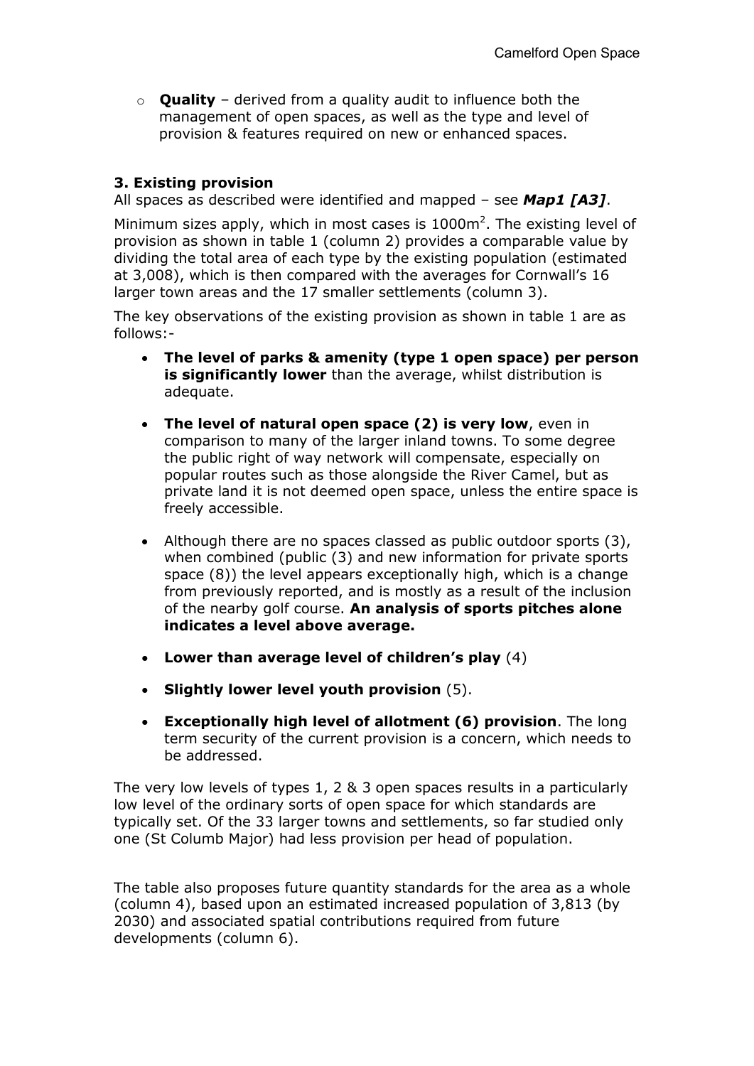- **Quality** – derived from a quality audit to influence both the management of open spaces, as well as the type and level of provision & features required on new or enhanced spaces.

### 3. Existing provision

All spaces as described were identified and mapped – see ***Map1 [A3]***.

Minimum sizes apply, which in most cases is $1000m^2$. The existing level of provision as shown in table 1 (column 2) provides a comparable value by dividing the total area of each type by the existing population (estimated at 3,008), which is then compared with the averages for Cornwall's 16 larger town areas and the 17 smaller settlements (column 3).

The key observations of the existing provision as shown in table 1 are as follows:-

- **The level of parks & amenity (type 1 open space) per person is significantly lower** than the average, whilst distribution is adequate.
- **The level of natural open space (2) is very low**, even in comparison to many of the larger inland towns. To some degree the public right of way network will compensate, especially on popular routes such as those alongside the River Camel, but as private land it is not deemed open space, unless the entire space is freely accessible.
- Although there are no spaces classed as public outdoor sports (3), when combined (public (3) and new information for private sports space (8)) the level appears exceptionally high, which is a change from previously reported, and is mostly as a result of the inclusion of the nearby golf course. **An analysis of sports pitches alone indicates a level above average.**
- **Lower than average level of children's play** (4)
- **Slightly lower level youth provision** (5).
- **Exceptionally high level of allotment (6) provision**. The long term security of the current provision is a concern, which needs to be addressed.

The very low levels of types 1, 2 & 3 open spaces results in a particularly low level of the ordinary sorts of open space for which standards are typically set. Of the 33 larger towns and settlements, so far studied only one (St Columb Major) had less provision per head of population.

The table also proposes future quantity standards for the area as a whole (column 4), based upon an estimated increased population of 3,813 (by 2030) and associated spatial contributions required from future developments (column 6).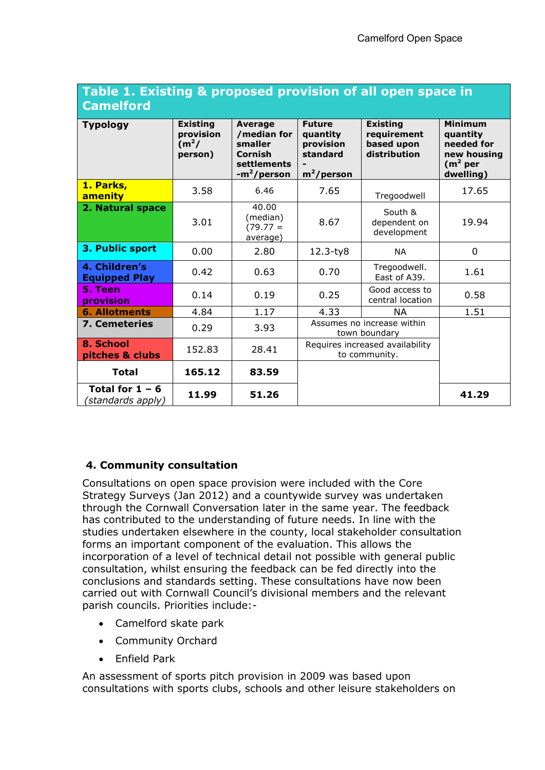**Table 1. Existing & proposed provision of all open space in Camelford**

| Typology | Existing provision ($m^2$/ person) | Average /median for smaller Cornish settlements -$m^2$/person | Future quantity provision standard - $m^2$/person | Existing requirement based upon distribution | Minimum quantity needed for new housing ($m^2$ per dwelling) |
|---|---|---|---|---|---|
| **1. Parks, amenity** | 3.58 | 6.46 | 7.65 | Tregoodwell | 17.65 |
| **2. Natural space** | 3.01 | 40.00 (median) (79.77 = average) | 8.67 | South & dependent on development | 19.94 |
| **3. Public sport** | 0.00 | 2.80 | 12.3-ty8 | NA | 0 |
| **4. Children's Equipped Play** | 0.42 | 0.63 | 0.70 | Tregoodwell. East of A39. | 1.61 |
| **5. Teen provision** | 0.14 | 0.19 | 0.25 | Good access to central location | 0.58 |
| **6. Allotments** | 4.84 | 1.17 | 4.33 | NA | 1.51 |
| **7. Cemeteries** | 0.29 | 3.93 | Assumes no increase within town boundary | | |
| **8. School pitches & clubs** | 152.83 | 28.41 | Requires increased availability to community. | | |
| **Total** | **165.12** | **83.59** | | | |
| **Total for 1 – 6** *(standards apply)* | **11.99** | **51.26** | | | **41.29** |

### 4. Community consultation

Consultations on open space provision were included with the Core Strategy Surveys (Jan 2012) and a countywide survey was undertaken through the Cornwall Conversation later in the same year. The feedback has contributed to the understanding of future needs. In line with the studies undertaken elsewhere in the county, local stakeholder consultation forms an important component of the evaluation. This allows the incorporation of a level of technical detail not possible with general public consultation, whilst ensuring the feedback can be fed directly into the conclusions and standards setting. These consultations have now been carried out with Cornwall Council's divisional members and the relevant parish councils. Priorities include:-

- Camelford skate park
- Community Orchard
- Enfield Park

An assessment of sports pitch provision in 2009 was based upon consultations with sports clubs, schools and other leisure stakeholders on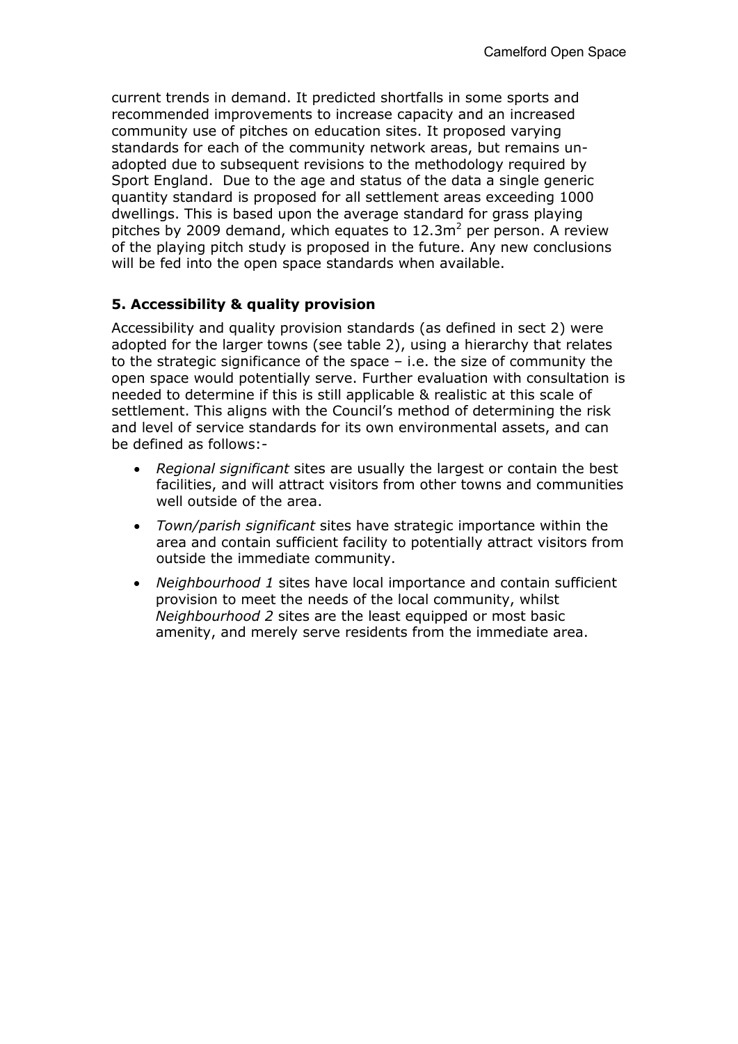current trends in demand. It predicted shortfalls in some sports and recommended improvements to increase capacity and an increased community use of pitches on education sites. It proposed varying standards for each of the community network areas, but remains un-adopted due to subsequent revisions to the methodology required by Sport England. Due to the age and status of the data a single generic quantity standard is proposed for all settlement areas exceeding 1000 dwellings. This is based upon the average standard for grass playing pitches by 2009 demand, which equates to $12.3m^2$ per person. A review of the playing pitch study is proposed in the future. Any new conclusions will be fed into the open space standards when available.

## 5. Accessibility & quality provision

Accessibility and quality provision standards (as defined in sect 2) were adopted for the larger towns (see table 2), using a hierarchy that relates to the strategic significance of the space – i.e. the size of community the open space would potentially serve. Further evaluation with consultation is needed to determine if this is still applicable & realistic at this scale of settlement. This aligns with the Council's method of determining the risk and level of service standards for its own environmental assets, and can be defined as follows:-

- *Regional significant* sites are usually the largest or contain the best facilities, and will attract visitors from other towns and communities well outside of the area.
- *Town/parish significant* sites have strategic importance within the area and contain sufficient facility to potentially attract visitors from outside the immediate community.
- *Neighbourhood 1* sites have local importance and contain sufficient provision to meet the needs of the local community, whilst *Neighbourhood 2* sites are the least equipped or most basic amenity, and merely serve residents from the immediate area.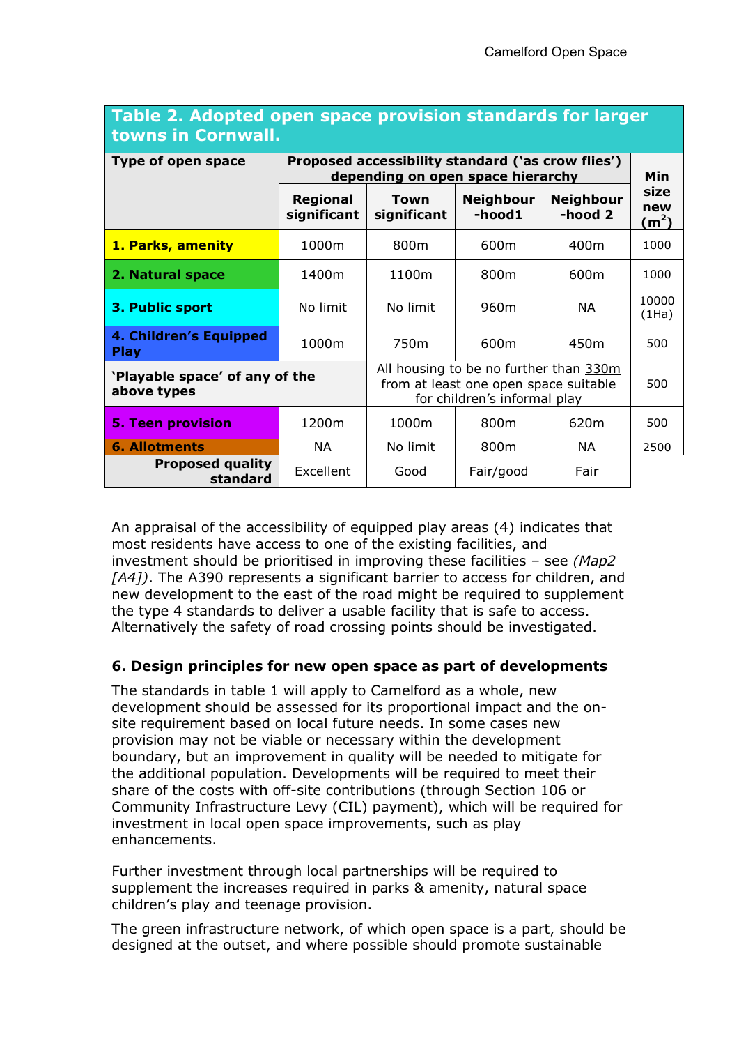**Table 2. Adopted open space provision standards for larger towns in Cornwall.**

| Type of open space | Proposed accessibility standard ('as crow flies') depending on open space hierarchy | | | | Min size new ($m^2$) |
|---|---|---|---|---|---|
| | Regional significant | Town significant | Neighbour-hood1 | Neighbour-hood 2 | |
| **1. Parks, amenity** | 1000m | 800m | 600m | 400m | 1000 |
| **2. Natural space** | 1400m | 1100m | 800m | 600m | 1000 |
| **3. Public sport** | No limit | No limit | 960m | NA | 10000 (1Ha) |
| **4. Children's Equipped Play** | 1000m | 750m | 600m | 450m | 500 |
| **'Playable space' of any of the above types** | | All housing to be no further than 330m from at least one open space suitable for children's informal play | | | 500 |
| **5. Teen provision** | 1200m | 1000m | 800m | 620m | 500 |
| **6. Allotments** | NA | No limit | 800m | NA | 2500 |
| **Proposed quality standard** | Excellent | Good | Fair/good | Fair | |

An appraisal of the accessibility of equipped play areas (4) indicates that most residents have access to one of the existing facilities, and investment should be prioritised in improving these facilities – see *(Map2 [A4])*. The A390 represents a significant barrier to access for children, and new development to the east of the road might be required to supplement the type 4 standards to deliver a usable facility that is safe to access. Alternatively the safety of road crossing points should be investigated.

### 6. Design principles for new open space as part of developments

The standards in table 1 will apply to Camelford as a whole, new development should be assessed for its proportional impact and the on-site requirement based on local future needs. In some cases new provision may not be viable or necessary within the development boundary, but an improvement in quality will be needed to mitigate for the additional population. Developments will be required to meet their share of the costs with off-site contributions (through Section 106 or Community Infrastructure Levy (CIL) payment), which will be required for investment in local open space improvements, such as play enhancements.

Further investment through local partnerships will be required to supplement the increases required in parks & amenity, natural space children's play and teenage provision.

The green infrastructure network, of which open space is a part, should be designed at the outset, and where possible should promote sustainable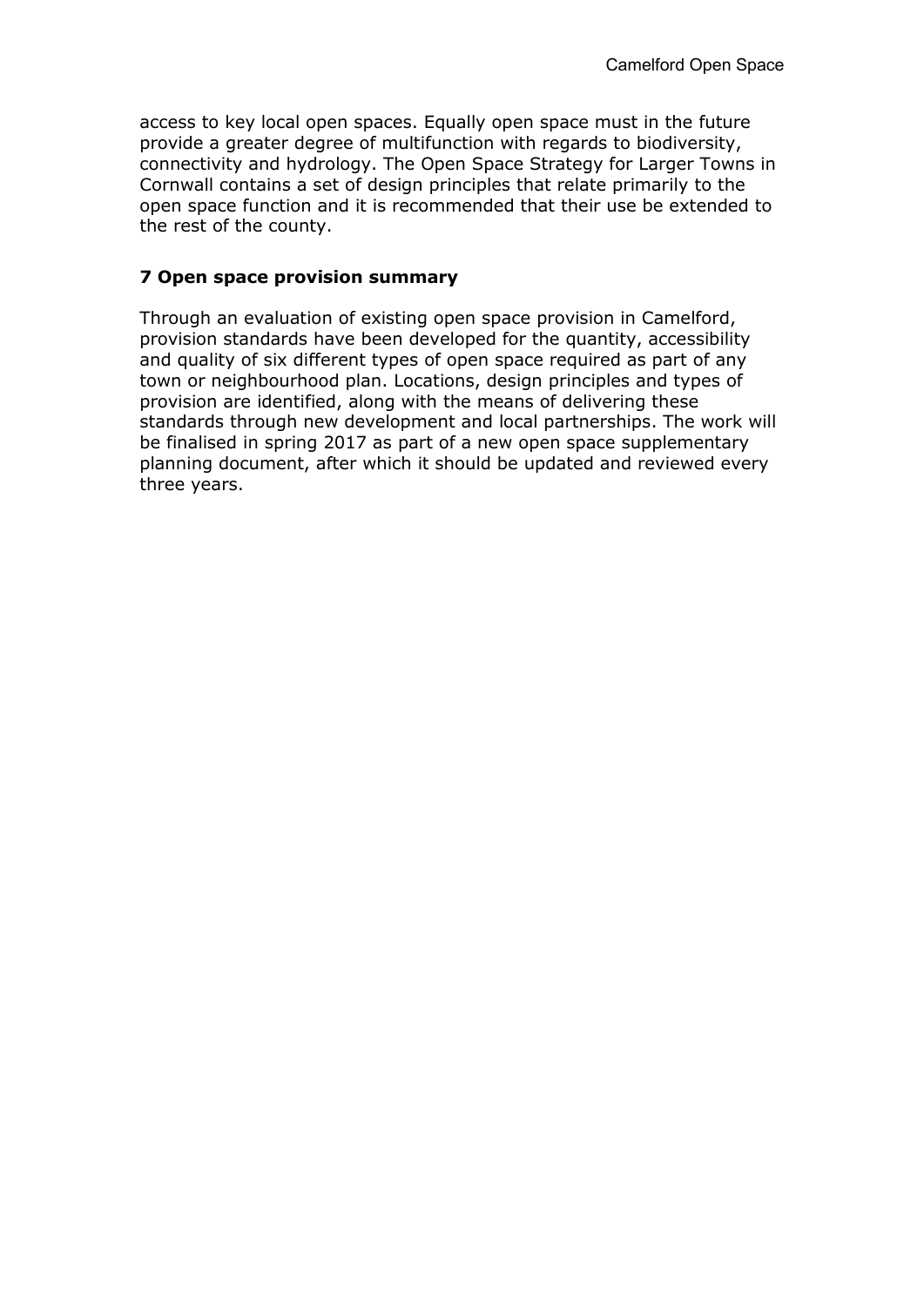access to key local open spaces. Equally open space must in the future provide a greater degree of multifunction with regards to biodiversity, connectivity and hydrology. The Open Space Strategy for Larger Towns in Cornwall contains a set of design principles that relate primarily to the open space function and it is recommended that their use be extended to the rest of the county.

## 7 Open space provision summary

Through an evaluation of existing open space provision in Camelford, provision standards have been developed for the quantity, accessibility and quality of six different types of open space required as part of any town or neighbourhood plan. Locations, design principles and types of provision are identified, along with the means of delivering these standards through new development and local partnerships. The work will be finalised in spring 2017 as part of a new open space supplementary planning document, after which it should be updated and reviewed every three years.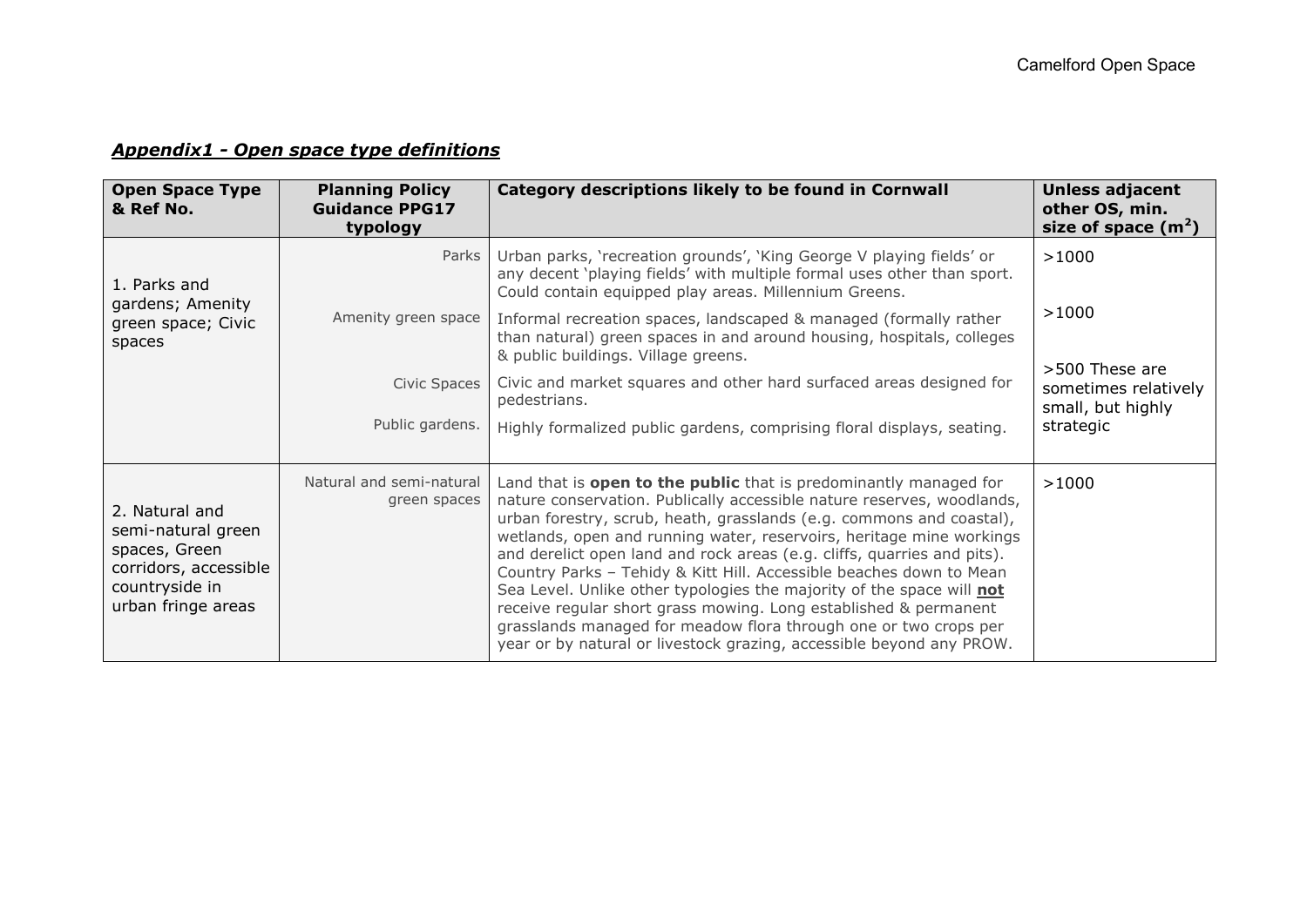## ***Appendix1 - Open space type definitions***

| Open Space Type & Ref No. | Planning Policy Guidance PPG17 typology | Category descriptions likely to be found in Cornwall | Unless adjacent other OS, min. size of space (m$^2$) |
|---|---|---|---|
| 1. Parks and gardens; Amenity green space; Civic spaces | Parks | Urban parks, 'recreation grounds', 'King George V playing fields' or any decent 'playing fields' with multiple formal uses other than sport. Could contain equipped play areas. Millennium Greens. | >1000 |
| | Amenity green space | Informal recreation spaces, landscaped & managed (formally rather than natural) green spaces in and around housing, hospitals, colleges & public buildings. Village greens. | >1000 |
| | Civic Spaces | Civic and market squares and other hard surfaced areas designed for pedestrians. | >500 These are sometimes relatively small, but highly strategic |
| | Public gardens. | Highly formalized public gardens, comprising floral displays, seating. | |
| 2. Natural and semi-natural green spaces, Green corridors, accessible countryside in urban fringe areas | Natural and semi-natural green spaces | Land that is **open to the public** that is predominantly managed for nature conservation. Publically accessible nature reserves, woodlands, urban forestry, scrub, heath, grasslands (e.g. commons and coastal), wetlands, open and running water, reservoirs, heritage mine workings and derelict open land and rock areas (e.g. cliffs, quarries and pits). Country Parks – Tehidy & Kitt Hill. Accessible beaches down to Mean Sea Level. Unlike other typologies the majority of the space will **not** receive regular short grass mowing. Long established & permanent grasslands managed for meadow flora through one or two crops per year or by natural or livestock grazing, accessible beyond any PROW. | >1000 |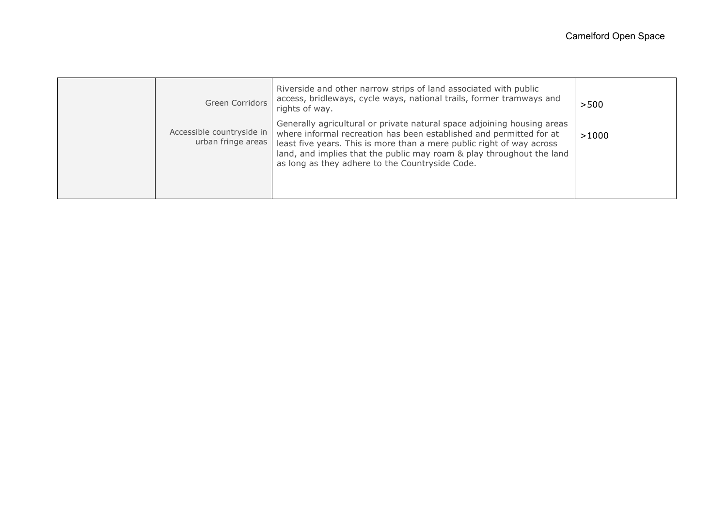| | | | |
|---|---|---|---|
| | Green Corridors | Riverside and other narrow strips of land associated with public access, bridleways, cycle ways, national trails, former tramways and rights of way. | >500 |
| | Accessible countryside in urban fringe areas | Generally agricultural or private natural space adjoining housing areas where informal recreation has been established and permitted for at least five years. This is more than a mere public right of way across land, and implies that the public may roam & play throughout the land as long as they adhere to the Countryside Code. | >1000 |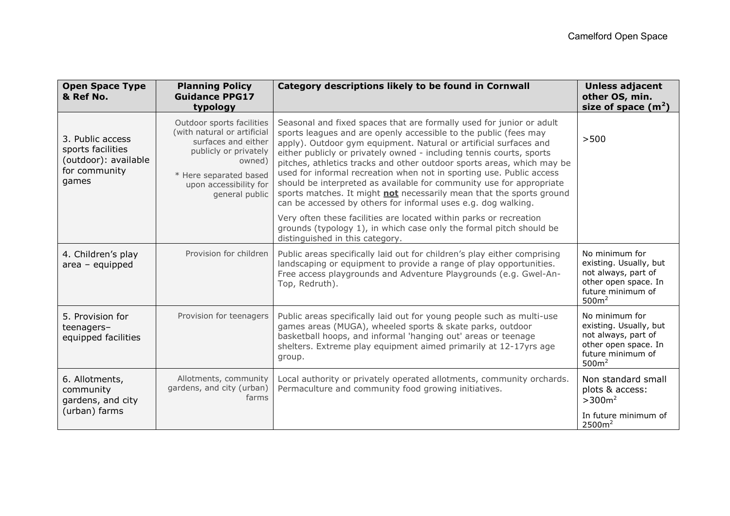| Open Space Type & Ref No. | Planning Policy Guidance PPG17 typology | Category descriptions likely to be found in Cornwall | Unless adjacent other OS, min. size of space ($m^2$) |
|---|---|---|---|
| 3. Public access sports facilities (outdoor): available for community games | Outdoor sports facilities (with natural or artificial surfaces and either publicly or privately owned)<br><br>* Here separated based upon accessibility for general public | Seasonal and fixed spaces that are formally used for junior or adult sports leagues and are openly accessible to the public (fees may apply). Outdoor gym equipment. Natural or artificial surfaces and either publicly or privately owned - including tennis courts, sports pitches, athletics tracks and other outdoor sports areas, which may be used for informal recreation when not in sporting use. Public access should be interpreted as available for community use for appropriate sports matches. It might **not** necessarily mean that the sports ground can be accessed by others for informal uses e.g. dog walking.<br><br>Very often these facilities are located within parks or recreation grounds (typology 1), in which case only the formal pitch should be distinguished in this category. | >500 |
| 4. Children's play area – equipped | Provision for children | Public areas specifically laid out for children's play either comprising landscaping or equipment to provide a range of play opportunities. Free access playgrounds and Adventure Playgrounds (e.g. Gwel-An-Top, Redruth). | No minimum for existing. Usually, but not always, part of other open space. In future minimum of $500m^2$ |
| 5. Provision for teenagers– equipped facilities | Provision for teenagers | Public areas specifically laid out for young people such as multi-use games areas (MUGA), wheeled sports & skate parks, outdoor basketball hoops, and informal 'hanging out' areas or teenage shelters. Extreme play equipment aimed primarily at 12-17yrs age group. | No minimum for existing. Usually, but not always, part of other open space. In future minimum of $500m^2$ |
| 6. Allotments, community gardens, and city (urban) farms | Allotments, community gardens, and city (urban) farms | Local authority or privately operated allotments, community orchards. Permaculture and community food growing initiatives. | Non standard small plots & access: $>300m^2$<br><br>In future minimum of $2500m^2$ |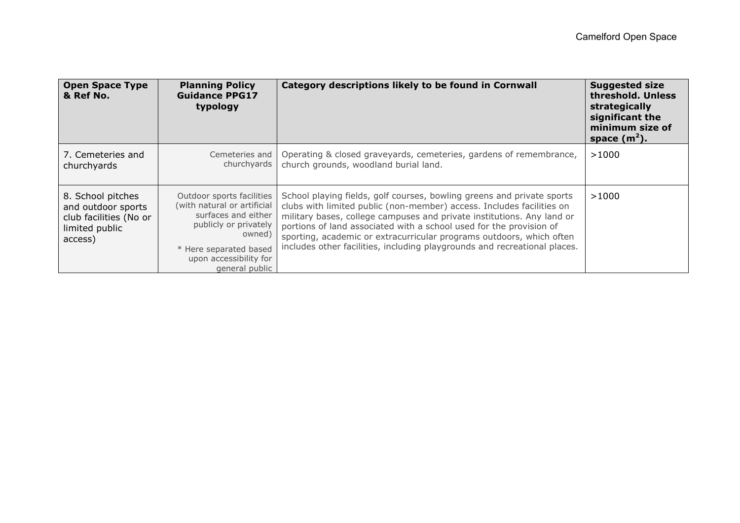| Open Space Type & Ref No. | Planning Policy Guidance PPG17 typology | Category descriptions likely to be found in Cornwall | Suggested size threshold. Unless strategically significant the minimum size of space ($m^2$). |
|---|---|---|---|
| 7. Cemeteries and churchyards | Cemeteries and churchyards | Operating & closed graveyards, cemeteries, gardens of remembrance, church grounds, woodland burial land. | >1000 |
| 8. School pitches and outdoor sports club facilities (No or limited public access) | Outdoor sports facilities (with natural or artificial surfaces and either publicly or privately owned)<br>* Here separated based upon accessibility for general public | School playing fields, golf courses, bowling greens and private sports clubs with limited public (non-member) access. Includes facilities on military bases, college campuses and private institutions. Any land or portions of land associated with a school used for the provision of sporting, academic or extracurricular programs outdoors, which often includes other facilities, including playgrounds and recreational places. | >1000 |